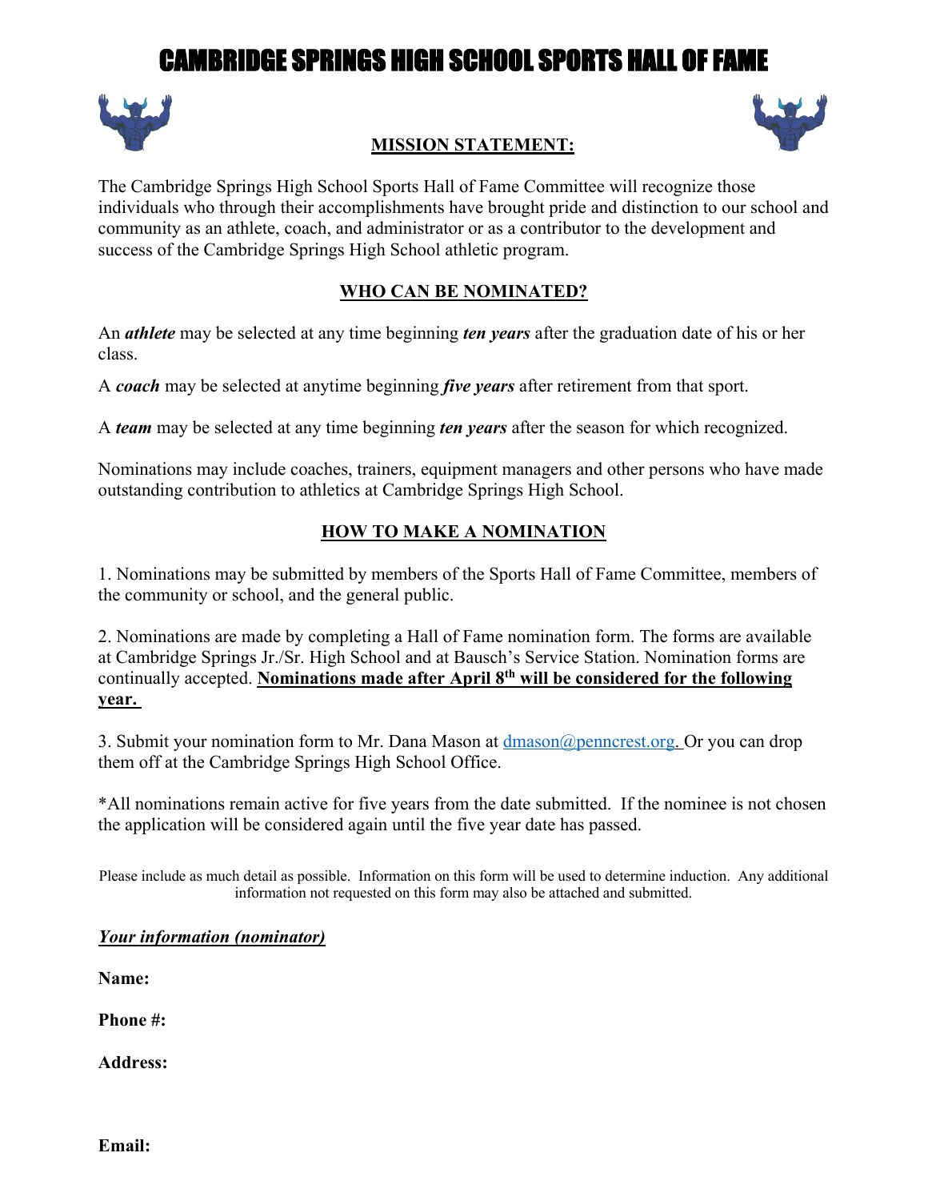# CAMBRIDGE SPRINGS HIGH SCHOOL SPORTS HALL OF FAME

## MISSION STATEMENT:

The Cambridge Springs High School Sports Hall of Fame Committee will recognize those individuals who through their accomplishments have brought pride and distinction to our school and community as an athlete, coach, and administrator or as a contributor to the development and success of the Cambridge Springs High School athletic program.

## WHO CAN BE NOMINATED?

An ***athlete*** may be selected at any time beginning ***ten years*** after the graduation date of his or her class.

A ***coach*** may be selected at anytime beginning ***five years*** after retirement from that sport.

A ***team*** may be selected at any time beginning ***ten years*** after the season for which recognized.

Nominations may include coaches, trainers, equipment managers and other persons who have made outstanding contribution to athletics at Cambridge Springs High School.

## HOW TO MAKE A NOMINATION

1. Nominations may be submitted by members of the Sports Hall of Fame Committee, members of the community or school, and the general public.

2. Nominations are made by completing a Hall of Fame nomination form. The forms are available at Cambridge Springs Jr./Sr. High School and at Bausch's Service Station. Nomination forms are continually accepted. **Nominations made after April 8th will be considered for the following year.**

3. Submit your nomination form to Mr. Dana Mason at dmason@penncrest.org. Or you can drop them off at the Cambridge Springs High School Office.

*All nominations remain active for five years from the date submitted. If the nominee is not chosen the application will be considered again until the five year date has passed.

Please include as much detail as possible. Information on this form will be used to determine induction. Any additional information not requested on this form may also be attached and submitted.

***Your information (nominator)***

**Name:**

**Phone #:**

**Address:**

**Email:**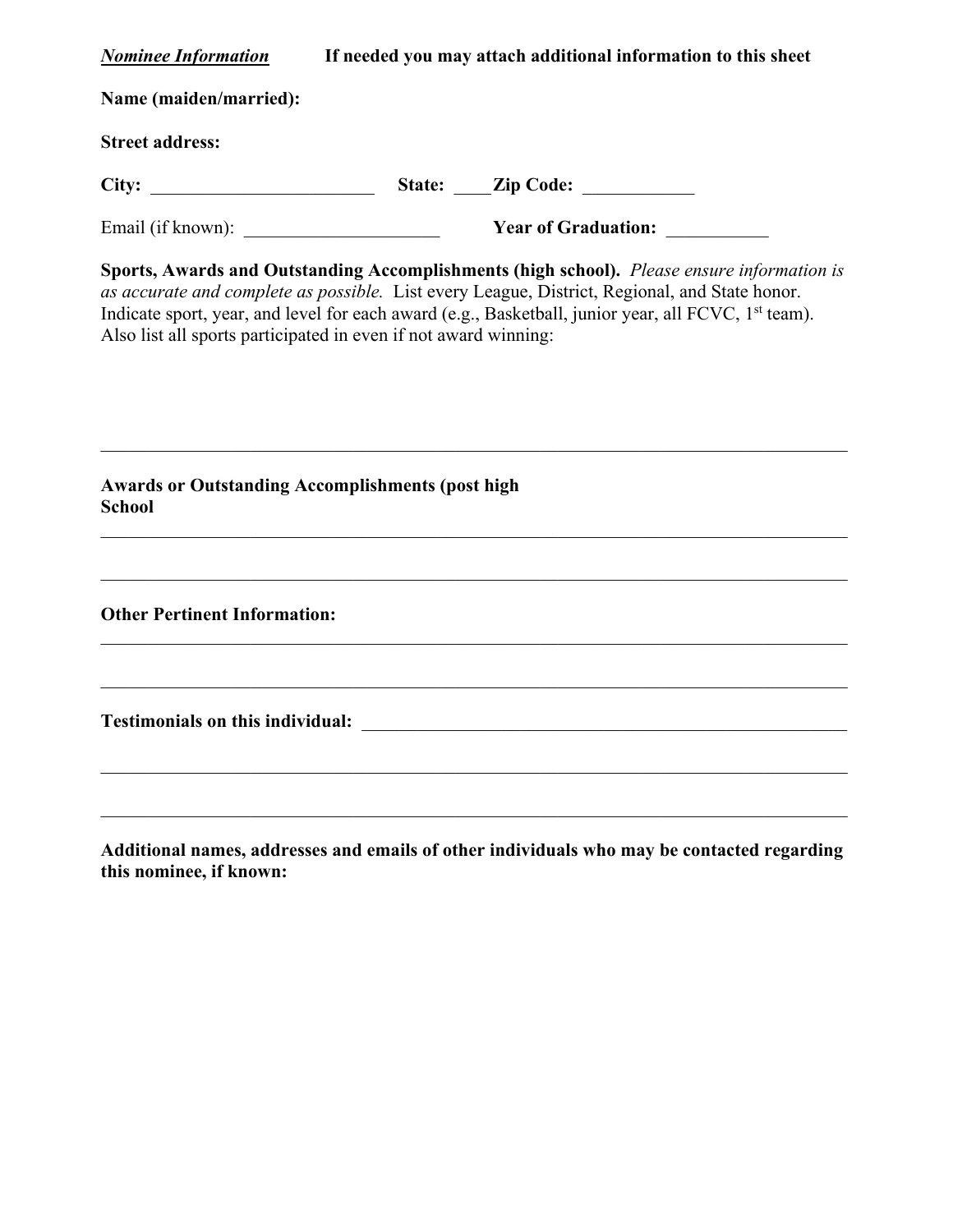***Nominee Information*** **If needed you may attach additional information to this sheet**

**Name (maiden/married):**

**Street address:**

**City:** ________________________ **State:** ____ **Zip Code:** ____________

Email (if known): _____________________ **Year of Graduation:** ___________

**Sports, Awards and Outstanding Accomplishments (high school).** *Please ensure information is as accurate and complete as possible.* List every League, District, Regional, and State honor. Indicate sport, year, and level for each award (e.g., Basketball, junior year, all FCVC, 1st team). Also list all sports participated in even if not award winning:

_______________________________________________________________________________

**Awards or Outstanding Accomplishments (post high School**

_______________________________________________________________________________

_______________________________________________________________________________

**Other Pertinent Information:**

_______________________________________________________________________________

_______________________________________________________________________________

**Testimonials on this individual:** _______________________________________________________

_______________________________________________________________________________

_______________________________________________________________________________

**Additional names, addresses and emails of other individuals who may be contacted regarding this nominee, if known:**